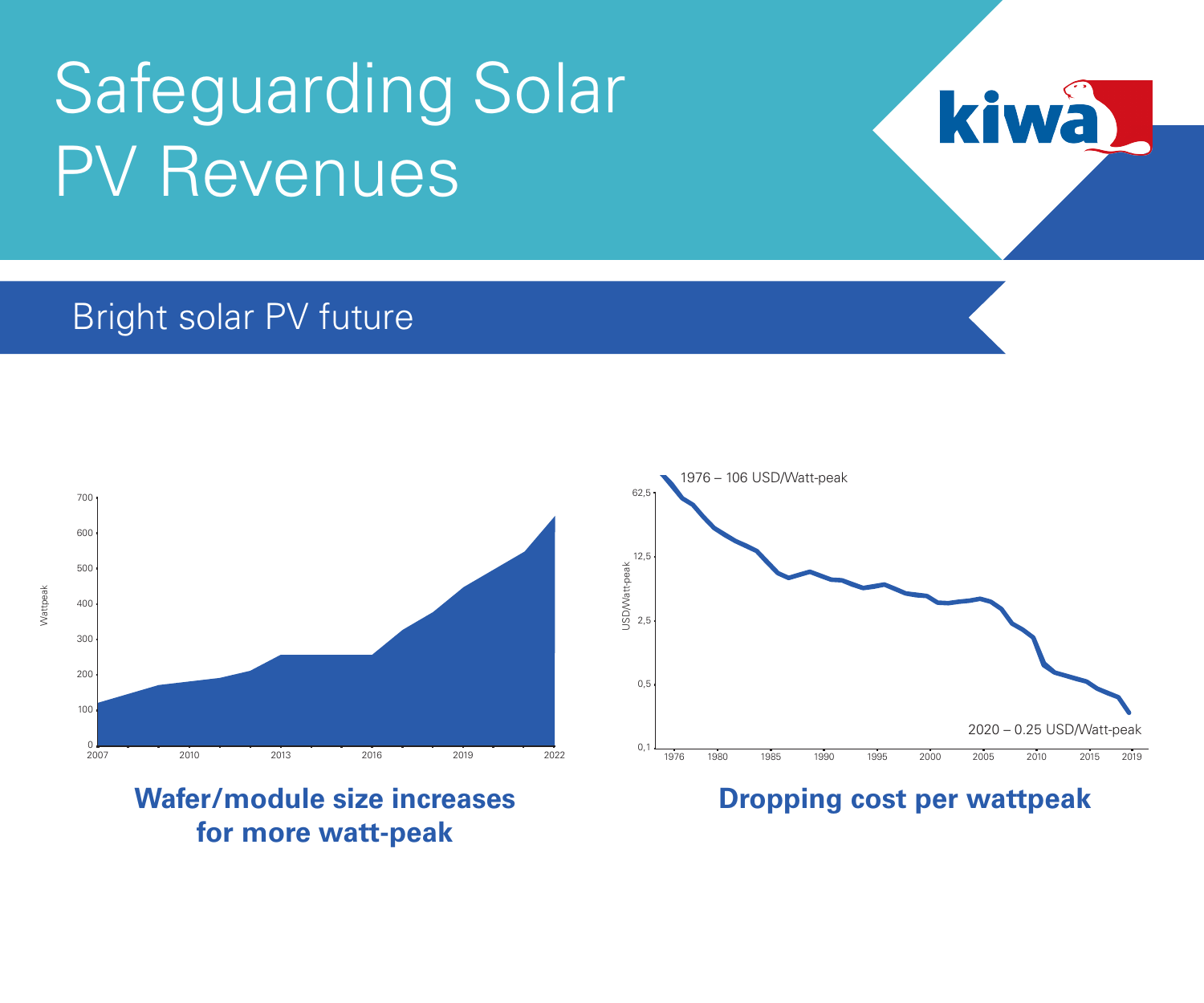# Safeguarding Solar PV Revenues

## Bright solar PV future

**Wafer/module size increases for more watt-peak**

**Dropping cost per wattpeak**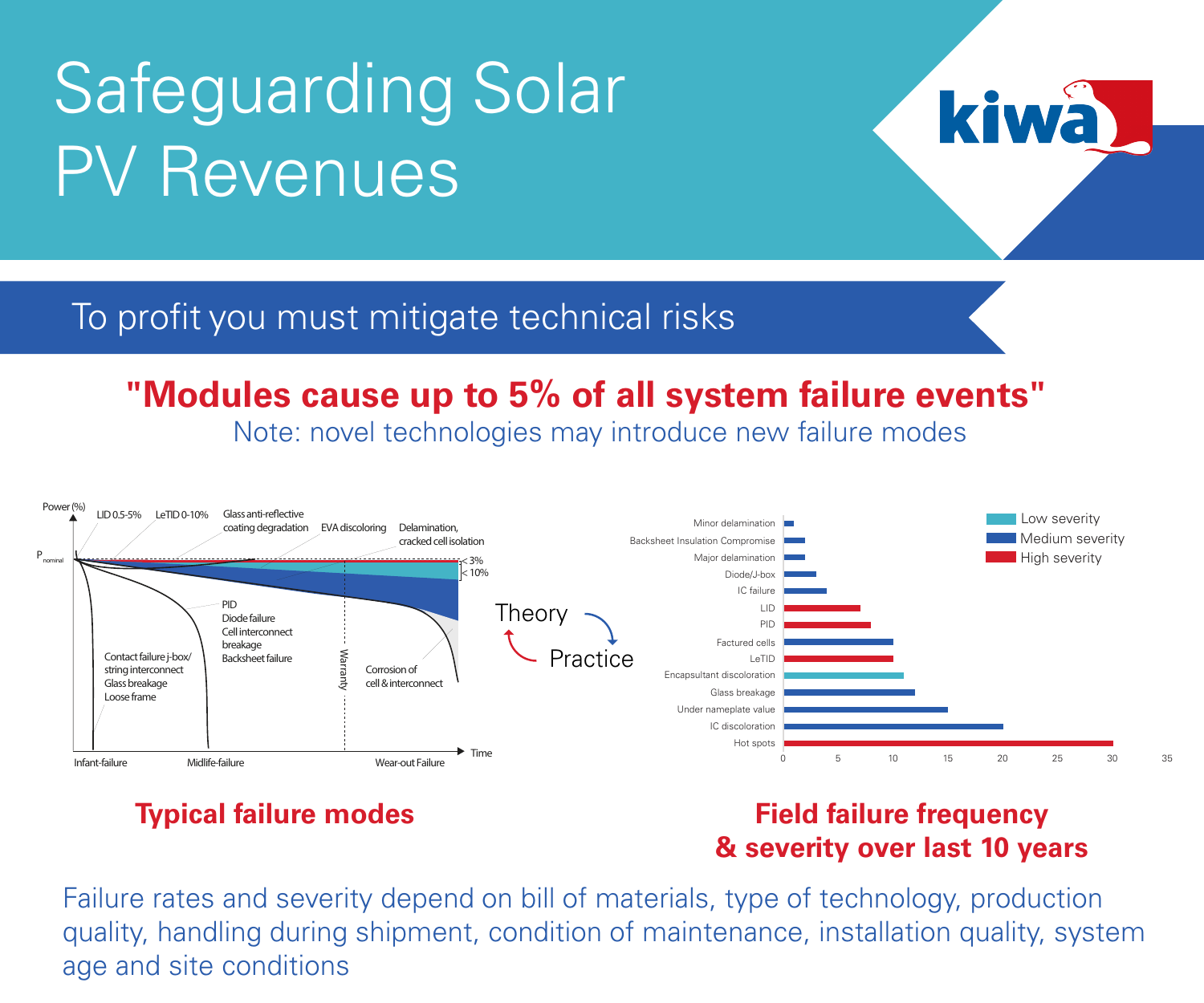# Safeguarding Solar PV Revenues

## To profit you must mitigate technical risks

**"Modules cause up to 5% of all system failure events"**

Note: novel technologies may introduce new failure modes

Power (%)

LID 0.5-5% · LeTID 0-10% · Glass anti-reflective coating degradation · EVA discoloring · Delamination, cracked cell isolation

$P_{nominal}$

< 3%

< 10%

PID
Diode failure
Cell interconnect breakage
Backsheet failure

Contact failure j-box/ string interconnect
Glass breakage
Loose frame

Warranty

Corrosion of cell & interconnect

Time

Infant-failure · Midlife-failure · Wear-out Failure

Theory → Practice

| Failure | Severity | Frequency (approx.) |
|---|---|---|
| Minor delamination | Medium | 1 |
| Backsheet Insulation Compromise | Medium | 2 |
| Major delamination | Medium | 2 |
| Diode/J-box | Medium | 3 |
| IC failure | Medium | 4 |
| LID | High | 7 |
| PID | High | 8 |
| Factured cells | Medium | 10 |
| LeTID | High | 10 |
| Encapsultant discoloration | Low | 11 |
| Glass breakage | Medium | 12 |
| Under nameplate value | Medium | 15 |
| IC discoloration | Medium | 20 |
| Hot spots | High | 30 |

**Typical failure modes**

**Field failure frequency & severity over last 10 years**

Failure rates and severity depend on bill of materials, type of technology, production quality, handling during shipment, condition of maintenance, installation quality, system age and site conditions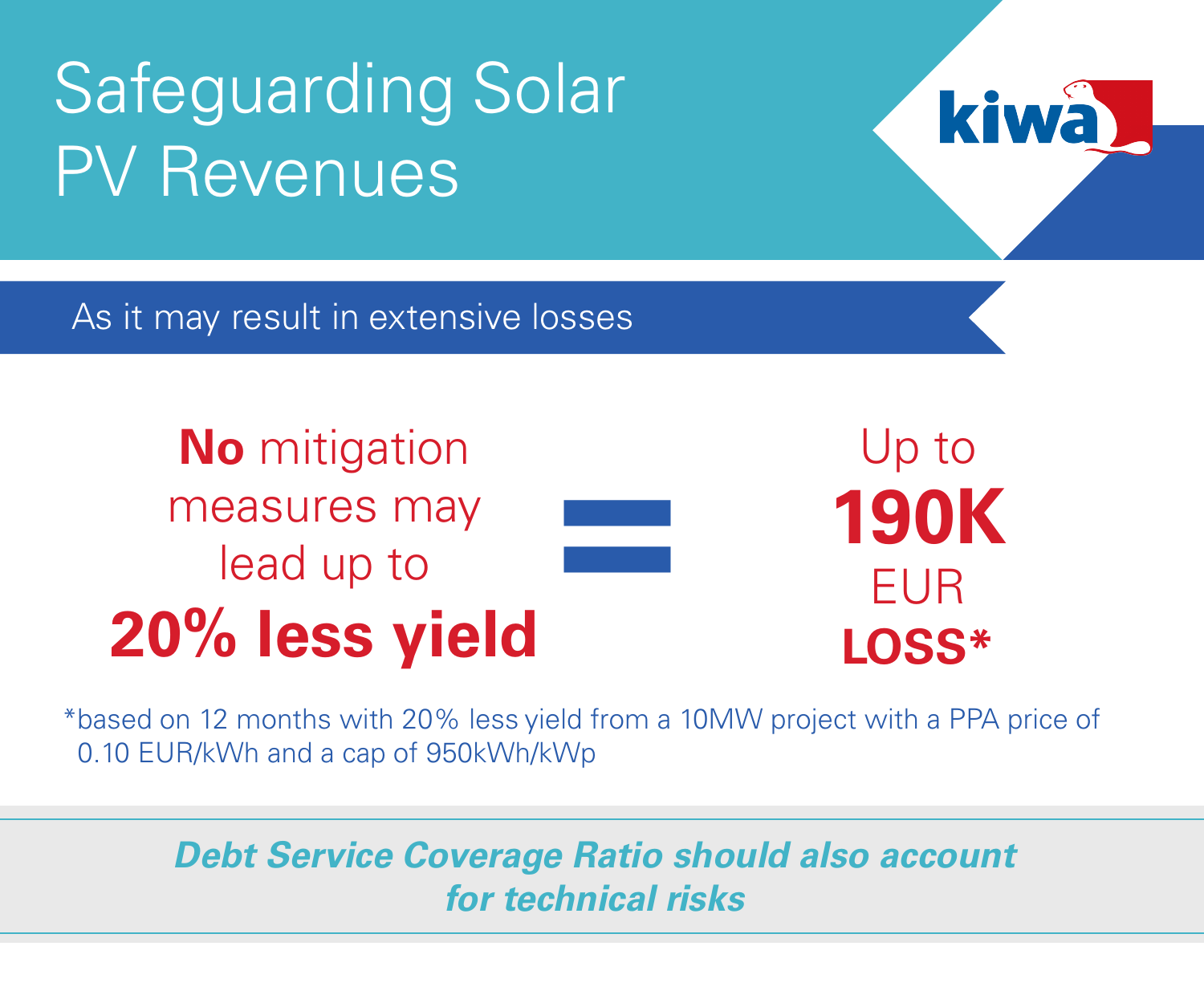# Safeguarding Solar PV Revenues

## As it may result in extensive losses

**No** mitigation measures may lead up to **20% less yield**

=

Up to **190K** EUR **LOSS***

*based on 12 months with 20% less yield from a 10MW project with a PPA price of 0.10 EUR/kWh and a cap of 950kWh/kWp

***Debt Service Coverage Ratio should also account for technical risks***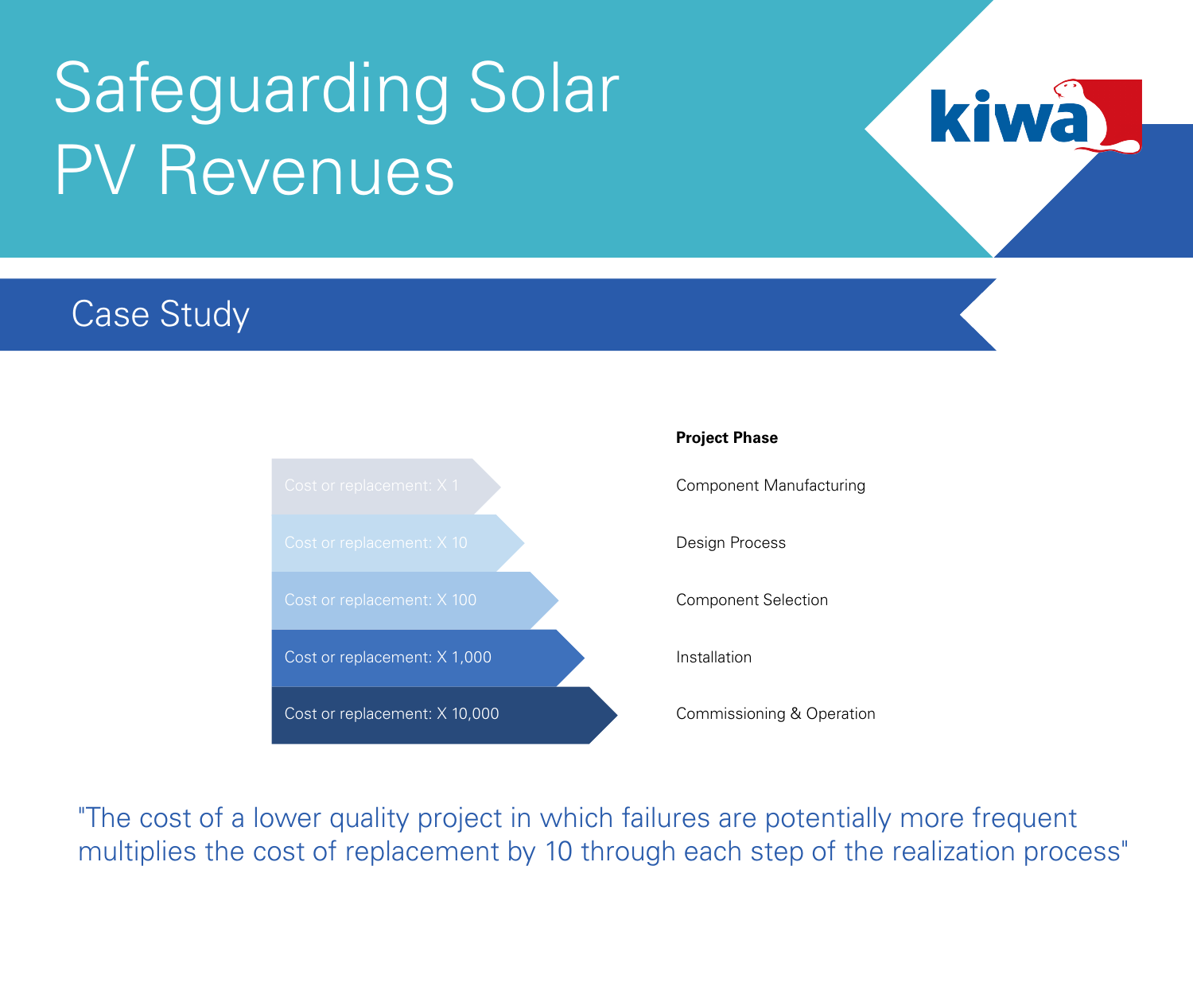# Safeguarding Solar PV Revenues

## Case Study

| | Project Phase |
| --- | --- |
| Cost or replacement: X 1 | Component Manufacturing |
| Cost or replacement: X 10 | Design Process |
| Cost or replacement: X 100 | Component Selection |
| Cost or replacement: X 1,000 | Installation |
| Cost or replacement: X 10,000 | Commissioning & Operation |

"The cost of a lower quality project in which failures are potentially more frequent multiplies the cost of replacement by 10 through each step of the realization process"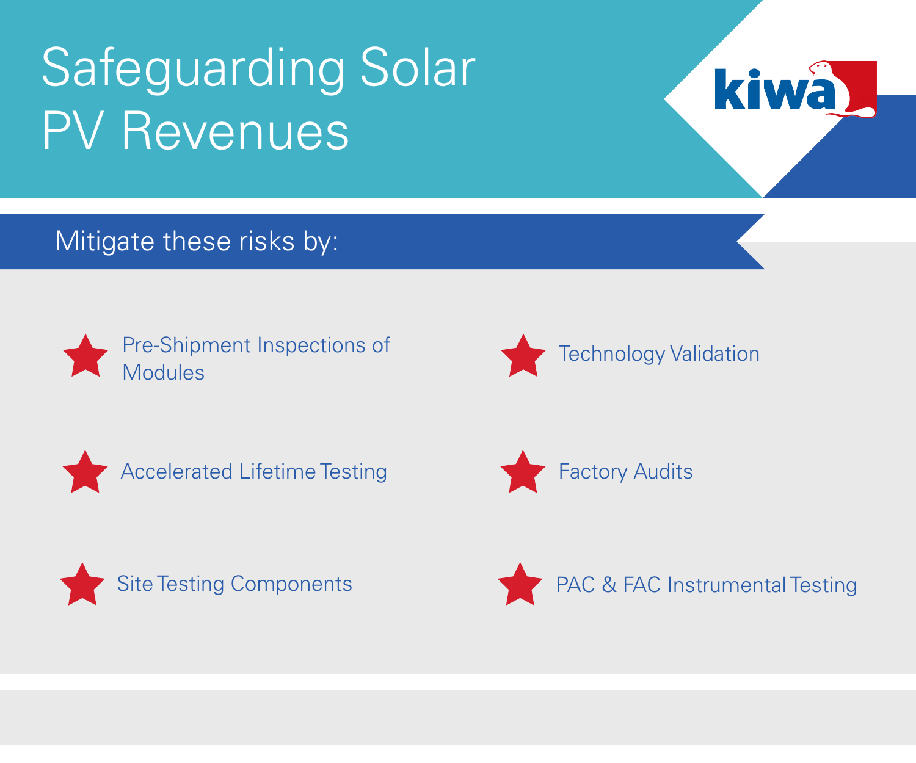# Safeguarding Solar PV Revenues

## Mitigate these risks by:

- Pre-Shipment Inspections of Modules
- Technology Validation
- Accelerated Lifetime Testing
- Factory Audits
- Site Testing Components
- PAC & FAC Instrumental Testing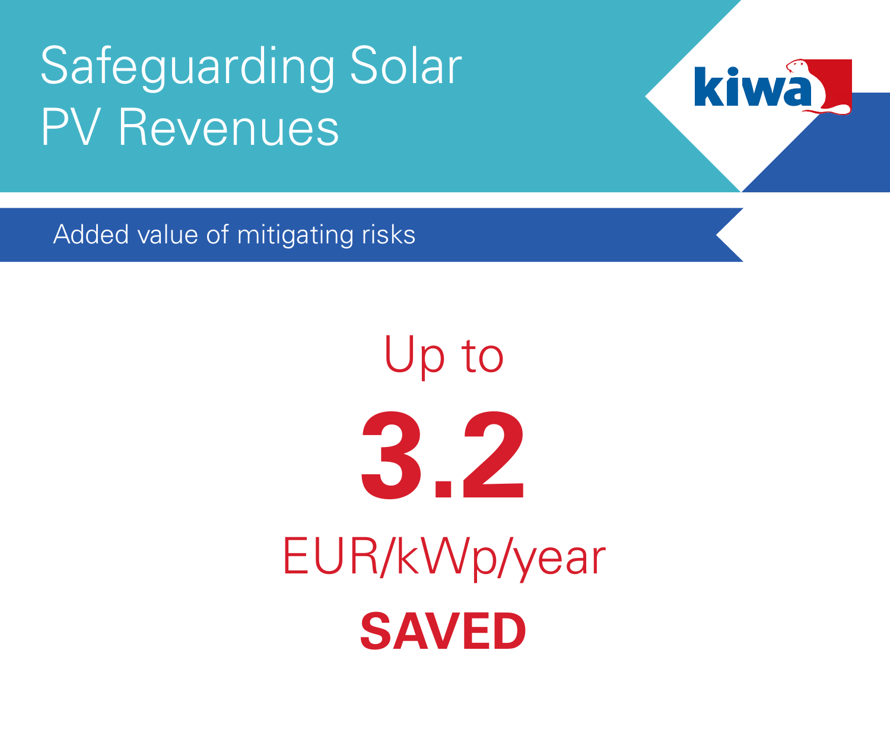# Safeguarding Solar PV Revenues

## Added value of mitigating risks

Up to

**3.2**

EUR/kWp/year

**SAVED**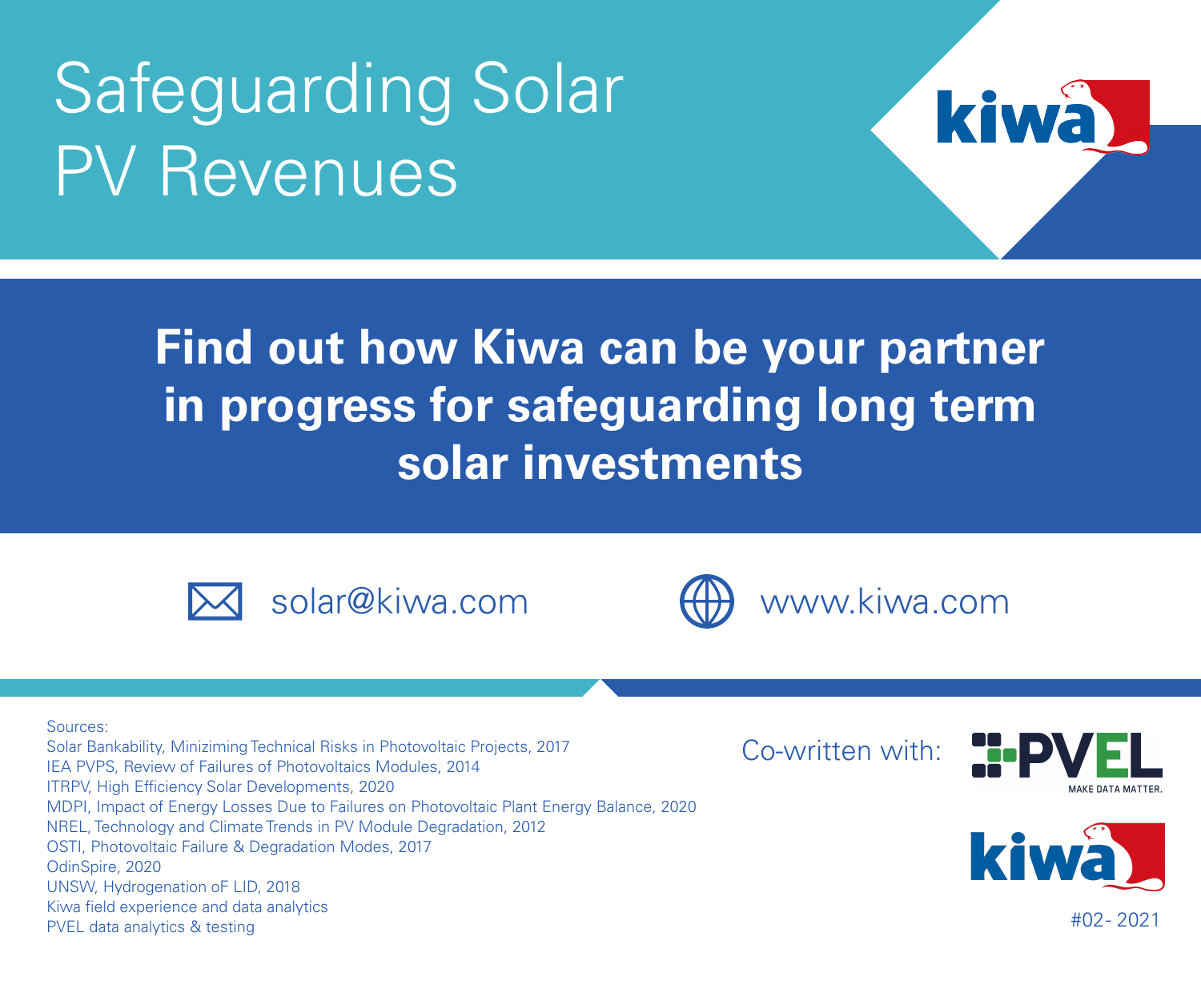# Safeguarding Solar PV Revenues

## Find out how Kiwa can be your partner in progress for safeguarding long term solar investments

solar@kiwa.com

www.kiwa.com

Sources:
Solar Bankability, Miniziming Technical Risks in Photovoltaic Projects, 2017
IEA PVPS, Review of Failures of Photovoltaics Modules, 2014
ITRPV, High Efficiency Solar Developments, 2020
MDPI, Impact of Energy Losses Due to Failures on Photovoltaic Plant Energy Balance, 2020
NREL, Technology and Climate Trends in PV Module Degradation, 2012
OSTI, Photovoltaic Failure & Degradation Modes, 2017
OdinSpire, 2020
UNSW, Hydrogenation oF LID, 2018
Kiwa field experience and data analytics
PVEL data analytics & testing

Co-written with: PVEL MAKE DATA MATTER.

kiwa

#02- 2021